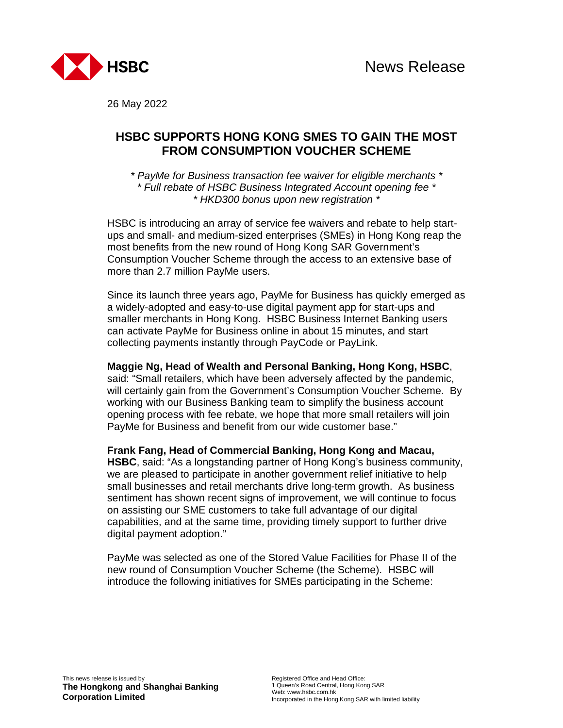News Release

26 May 2022

# HSBC SUPPORTS HONG KONG SMES TO GAIN THE MOST FROM CONSUMPTION VOUCHER SCHEME

*\* PayMe for Business transaction fee waiver for eligible merchants \**
*\* Full rebate of HSBC Business Integrated Account opening fee \**
*\* HKD300 bonus upon new registration \**

HSBC is introducing an array of service fee waivers and rebate to help start-ups and small- and medium-sized enterprises (SMEs) in Hong Kong reap the most benefits from the new round of Hong Kong SAR Government's Consumption Voucher Scheme through the access to an extensive base of more than 2.7 million PayMe users.

Since its launch three years ago, PayMe for Business has quickly emerged as a widely-adopted and easy-to-use digital payment app for start-ups and smaller merchants in Hong Kong. HSBC Business Internet Banking users can activate PayMe for Business online in about 15 minutes, and start collecting payments instantly through PayCode or PayLink.

**Maggie Ng, Head of Wealth and Personal Banking, Hong Kong, HSBC**, said: "Small retailers, which have been adversely affected by the pandemic, will certainly gain from the Government's Consumption Voucher Scheme. By working with our Business Banking team to simplify the business account opening process with fee rebate, we hope that more small retailers will join PayMe for Business and benefit from our wide customer base."

**Frank Fang, Head of Commercial Banking, Hong Kong and Macau, HSBC**, said: "As a longstanding partner of Hong Kong's business community, we are pleased to participate in another government relief initiative to help small businesses and retail merchants drive long-term growth. As business sentiment has shown recent signs of improvement, we will continue to focus on assisting our SME customers to take full advantage of our digital capabilities, and at the same time, providing timely support to further drive digital payment adoption."

PayMe was selected as one of the Stored Value Facilities for Phase II of the new round of Consumption Voucher Scheme (the Scheme). HSBC will introduce the following initiatives for SMEs participating in the Scheme: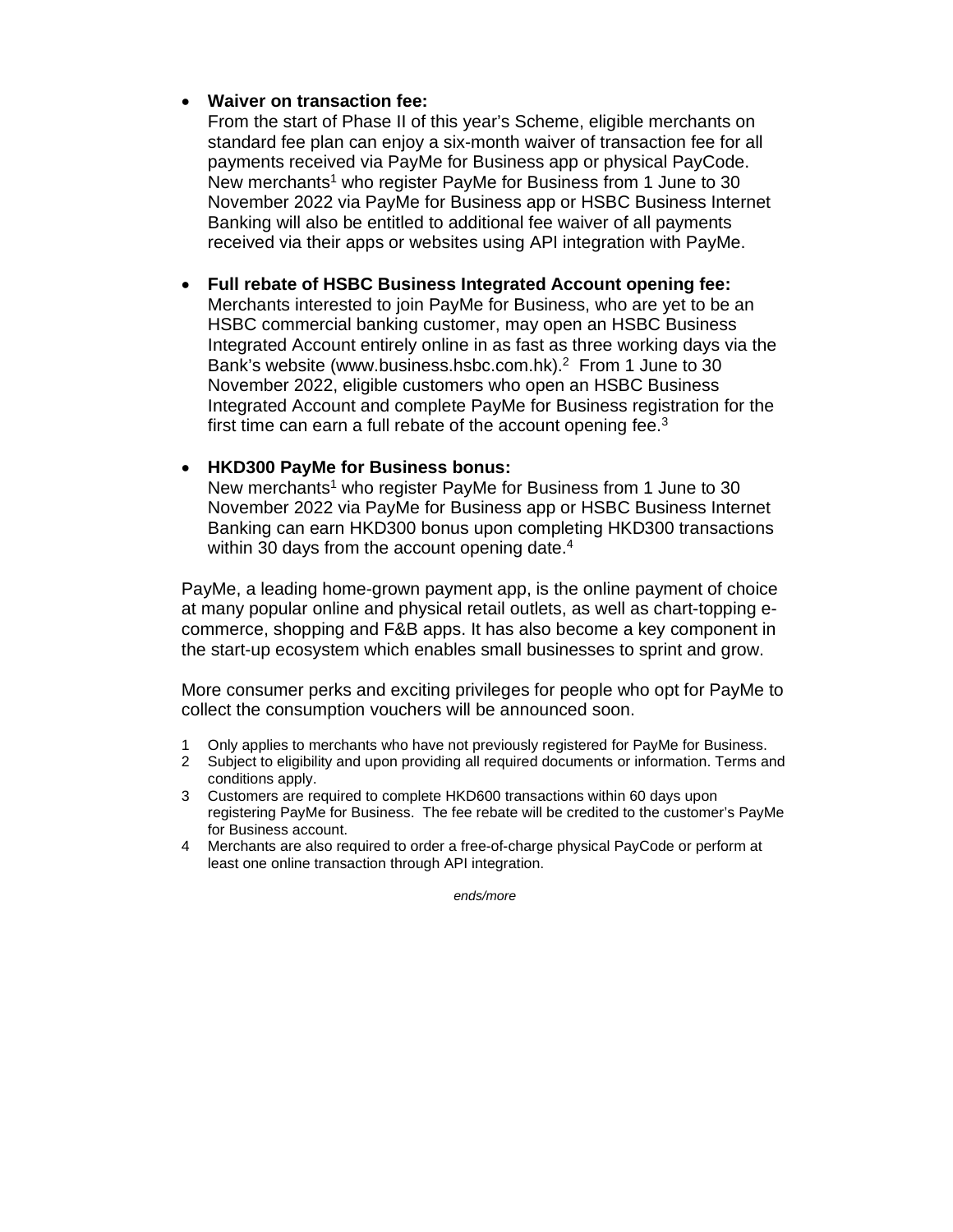- **Waiver on transaction fee:**
  From the start of Phase II of this year's Scheme, eligible merchants on standard fee plan can enjoy a six-month waiver of transaction fee for all payments received via PayMe for Business app or physical PayCode. New merchants[1] who register PayMe for Business from 1 June to 30 November 2022 via PayMe for Business app or HSBC Business Internet Banking will also be entitled to additional fee waiver of all payments received via their apps or websites using API integration with PayMe.

- **Full rebate of HSBC Business Integrated Account opening fee:**
  Merchants interested to join PayMe for Business, who are yet to be an HSBC commercial banking customer, may open an HSBC Business Integrated Account entirely online in as fast as three working days via the Bank's website (www.business.hsbc.com.hk).[2] From 1 June to 30 November 2022, eligible customers who open an HSBC Business Integrated Account and complete PayMe for Business registration for the first time can earn a full rebate of the account opening fee.[3]

- **HKD300 PayMe for Business bonus:**
  New merchants[1] who register PayMe for Business from 1 June to 30 November 2022 via PayMe for Business app or HSBC Business Internet Banking can earn HKD300 bonus upon completing HKD300 transactions within 30 days from the account opening date.[4]

PayMe, a leading home-grown payment app, is the online payment of choice at many popular online and physical retail outlets, as well as chart-topping e-commerce, shopping and F&B apps. It has also become a key component in the start-up ecosystem which enables small businesses to sprint and grow.

More consumer perks and exciting privileges for people who opt for PayMe to collect the consumption vouchers will be announced soon.

1 Only applies to merchants who have not previously registered for PayMe for Business.
2 Subject to eligibility and upon providing all required documents or information. Terms and conditions apply.
3 Customers are required to complete HKD600 transactions within 60 days upon registering PayMe for Business. The fee rebate will be credited to the customer's PayMe for Business account.
4 Merchants are also required to order a free-of-charge physical PayCode or perform at least one online transaction through API integration.

*ends/more*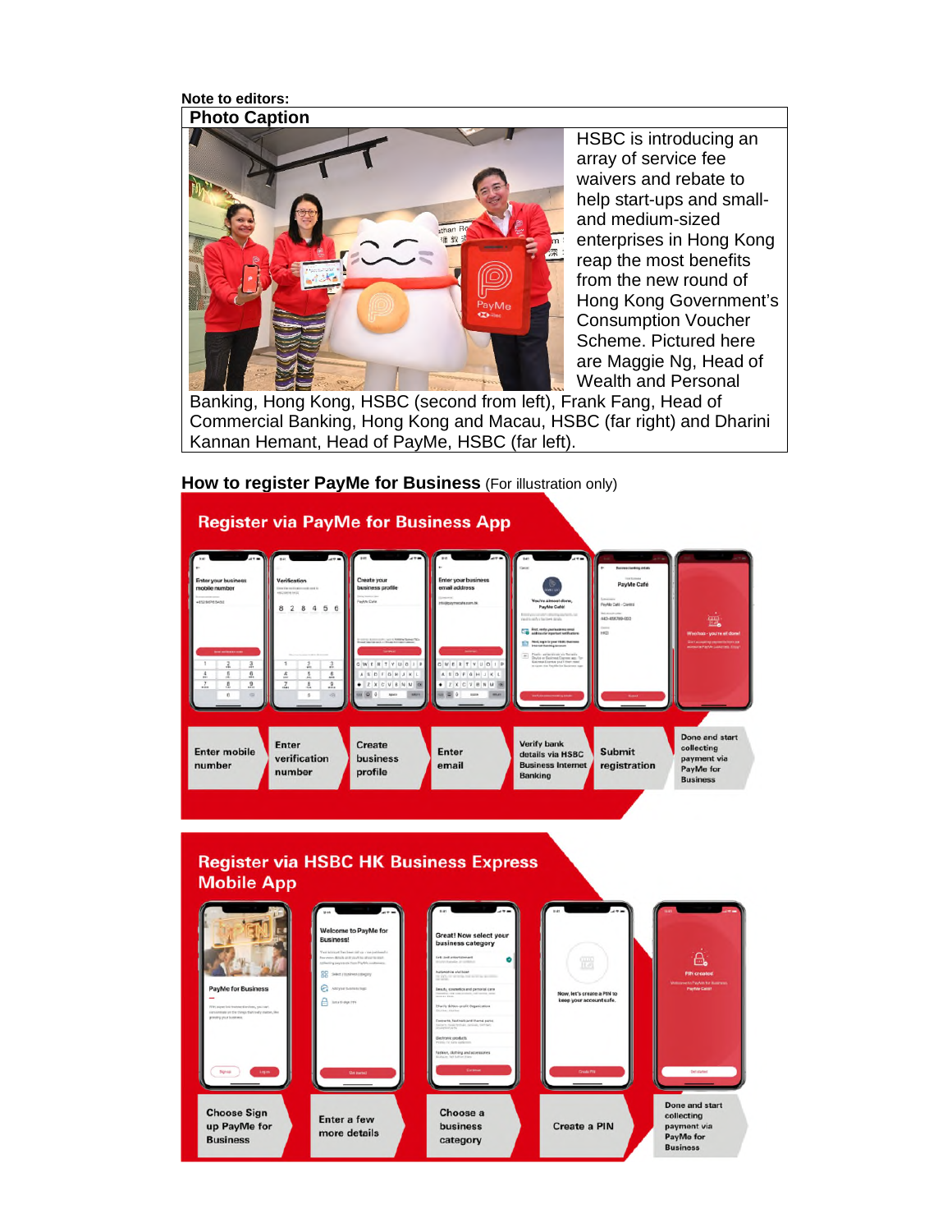**Note to editors:**

**Photo Caption**

HSBC is introducing an array of service fee waivers and rebate to help start-ups and small- and medium-sized enterprises in Hong Kong reap the most benefits from the new round of Hong Kong Government's Consumption Voucher Scheme. Pictured here are Maggie Ng, Head of Wealth and Personal Banking, Hong Kong, HSBC (second from left), Frank Fang, Head of Commercial Banking, Hong Kong and Macau, HSBC (far right) and Dharini Kannan Hemant, Head of PayMe, HSBC (far left).

**How to register PayMe for Business** (For illustration only)

**Register via PayMe for Business App**

1. Enter mobile number
2. Enter verification number
3. Create business profile
4. Enter email
5. Verify bank details via HSBC Business Internet Banking
6. Submit registration
7. Done and start collecting payment via PayMe for Business

**Register via HSBC HK Business Express Mobile App**

1. Choose Sign up PayMe for Business
2. Enter a few more details
3. Choose a business category
4. Create a PIN
5. Done and start collecting payment via PayMe for Business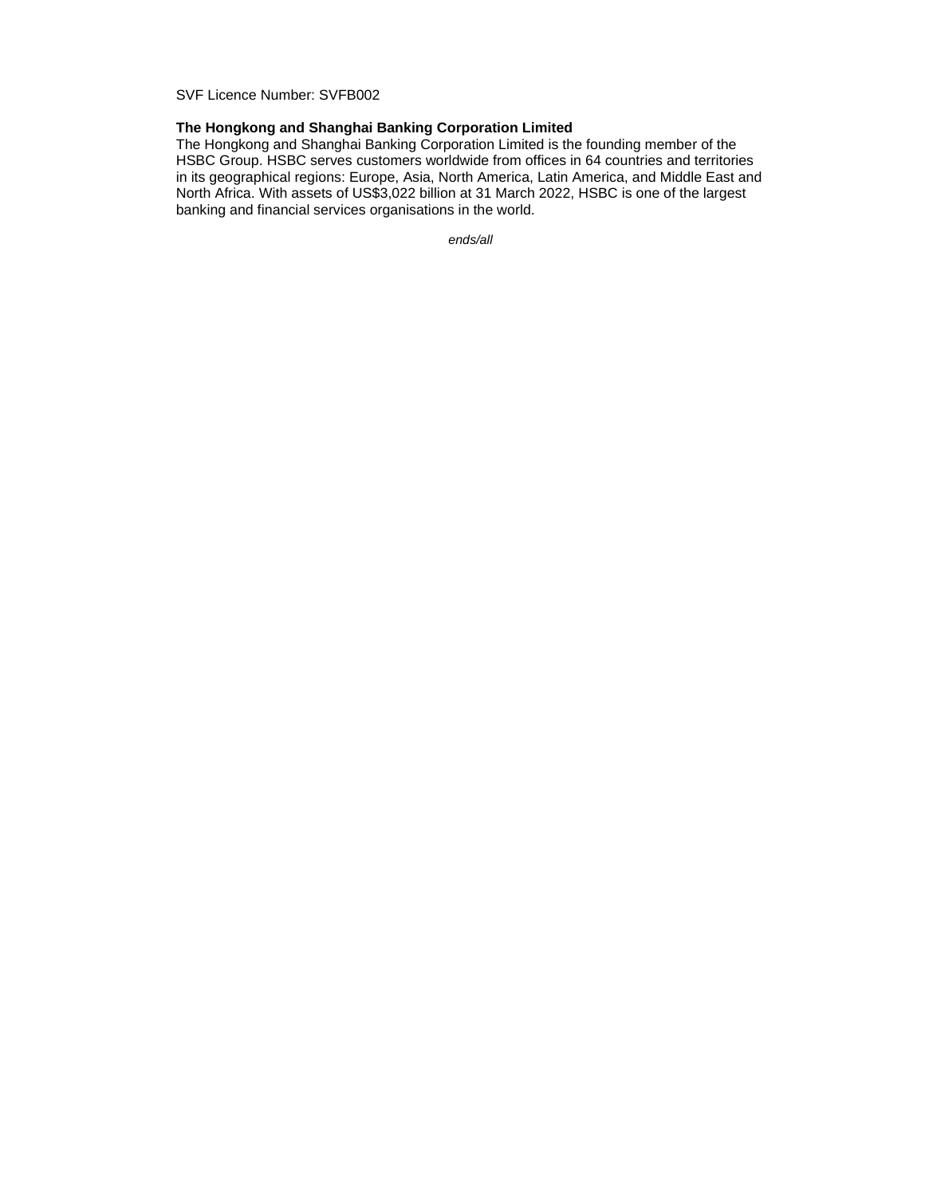SVF Licence Number: SVFB002

**The Hongkong and Shanghai Banking Corporation Limited**
The Hongkong and Shanghai Banking Corporation Limited is the founding member of the HSBC Group. HSBC serves customers worldwide from offices in 64 countries and territories in its geographical regions: Europe, Asia, North America, Latin America, and Middle East and North Africa. With assets of US$3,022 billion at 31 March 2022, HSBC is one of the largest banking and financial services organisations in the world.

*ends/all*